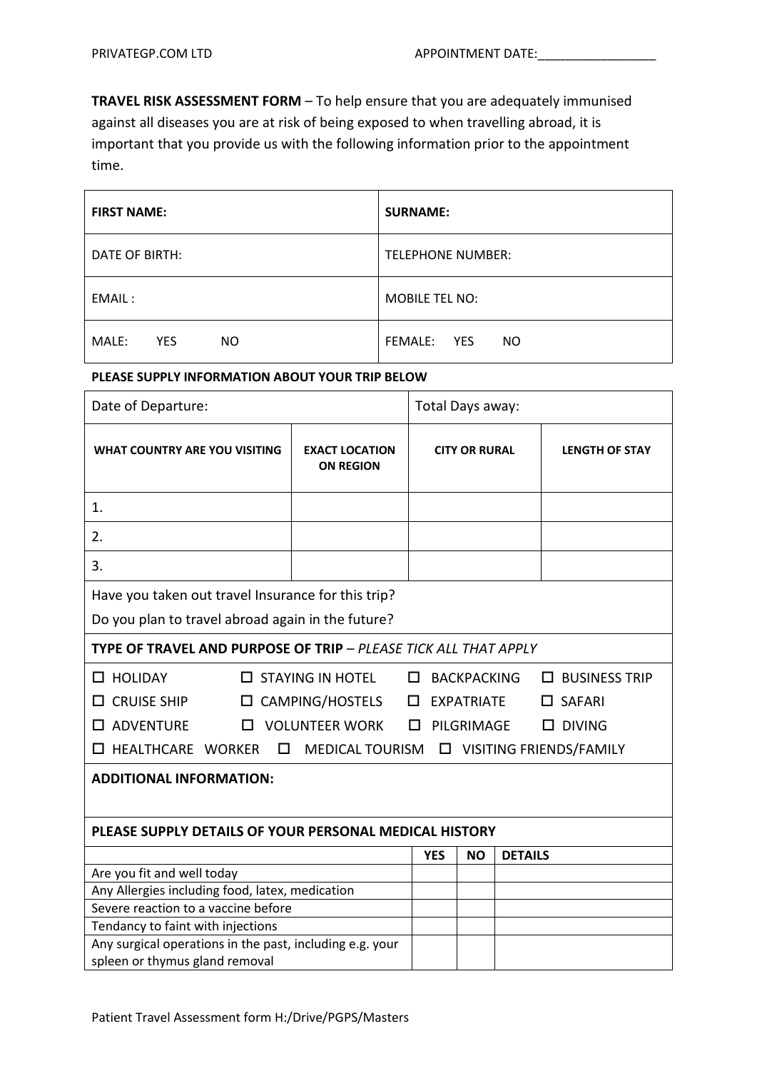PRIVATEGP.COM LTD APPOINTMENT DATE:_________________

**TRAVEL RISK ASSESSMENT FORM** – To help ensure that you are adequately immunised against all diseases you are at risk of being exposed to when travelling abroad, it is important that you provide us with the following information prior to the appointment time.

| **FIRST NAME:** | **SURNAME:** |
|---|---|
| DATE OF BIRTH: | TELEPHONE NUMBER: |
| EMAIL : | MOBILE TEL NO: |
| MALE: YES NO | FEMALE: YES NO |

**PLEASE SUPPLY INFORMATION ABOUT YOUR TRIP BELOW**

| Date of Departure: | | Total Days away: | |
|---|---|---|---|
| **WHAT COUNTRY ARE YOU VISITING** | **EXACT LOCATION ON REGION** | **CITY OR RURAL** | **LENGTH OF STAY** |
| 1. | | | |
| 2. | | | |
| 3. | | | |

Have you taken out travel Insurance for this trip?

Do you plan to travel abroad again in the future?

**TYPE OF TRAVEL AND PURPOSE OF TRIP** – *PLEASE TICK ALL THAT APPLY*

- ☐ HOLIDAY
- ☐ STAYING IN HOTEL
- ☐ BACKPACKING
- ☐ BUSINESS TRIP
- ☐ CRUISE SHIP
- ☐ CAMPING/HOSTELS
- ☐ EXPATRIATE
- ☐ SAFARI
- ☐ ADVENTURE
- ☐ VOLUNTEER WORK
- ☐ PILGRIMAGE
- ☐ DIVING
- ☐ HEALTHCARE WORKER
- ☐ MEDICAL TOURISM
- ☐ VISITING FRIENDS/FAMILY

**ADDITIONAL INFORMATION:**

**PLEASE SUPPLY DETAILS OF YOUR PERSONAL MEDICAL HISTORY**

| | **YES** | **NO** | **DETAILS** |
|---|---|---|---|
| Are you fit and well today | | | |
| Any Allergies including food, latex, medication | | | |
| Severe reaction to a vaccine before | | | |
| Tendancy to faint with injections | | | |
| Any surgical operations in the past, including e.g. your spleen or thymus gland removal | | | |

Patient Travel Assessment form H:/Drive/PGPS/Masters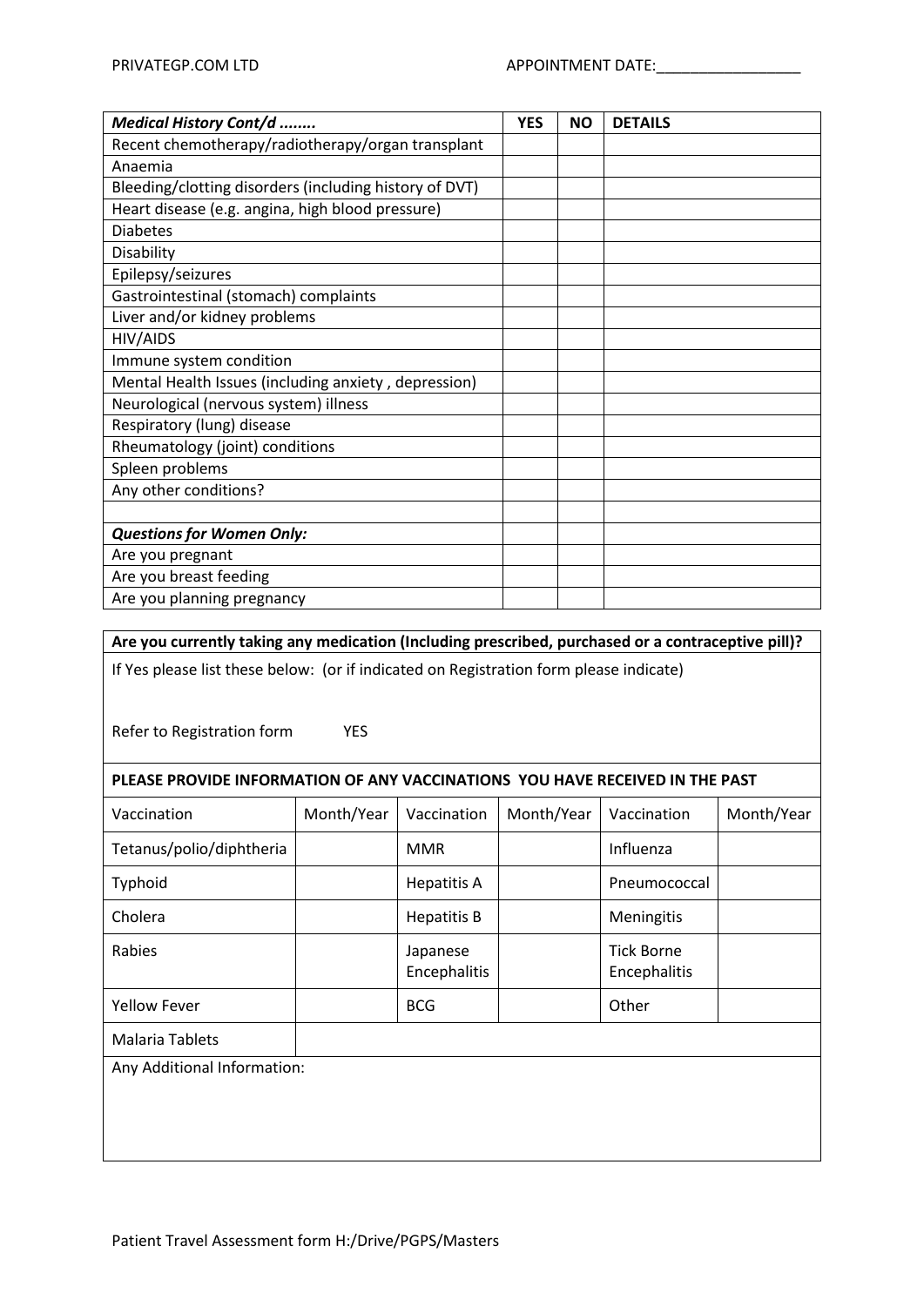| *Medical History Cont/d ........* | YES | NO | DETAILS |
|---|---|---|---|
| Recent chemotherapy/radiotherapy/organ transplant | | | |
| Anaemia | | | |
| Bleeding/clotting disorders (including history of DVT) | | | |
| Heart disease (e.g. angina, high blood pressure) | | | |
| Diabetes | | | |
| Disability | | | |
| Epilepsy/seizures | | | |
| Gastrointestinal (stomach) complaints | | | |
| Liver and/or kidney problems | | | |
| HIV/AIDS | | | |
| Immune system condition | | | |
| Mental Health Issues (including anxiety , depression) | | | |
| Neurological (nervous system) illness | | | |
| Respiratory (lung) disease | | | |
| Rheumatology (joint) conditions | | | |
| Spleen problems | | | |
| Any other conditions? | | | |
| | | | |
| ***Questions for Women Only:*** | | | |
| Are you pregnant | | | |
| Are you breast feeding | | | |
| Are you planning pregnancy | | | |

**Are you currently taking any medication (Including prescribed, purchased or a contraceptive pill)?**

If Yes please list these below: (or if indicated on Registration form please indicate)

Refer to Registration form YES

**PLEASE PROVIDE INFORMATION OF ANY VACCINATIONS YOU HAVE RECEIVED IN THE PAST**

| Vaccination | Month/Year | Vaccination | Month/Year | Vaccination | Month/Year |
|---|---|---|---|---|---|
| Tetanus/polio/diphtheria | | MMR | | Influenza | |
| Typhoid | | Hepatitis A | | Pneumococcal | |
| Cholera | | Hepatitis B | | Meningitis | |
| Rabies | | Japanese Encephalitis | | Tick Borne Encephalitis | |
| Yellow Fever | | BCG | | Other | |
| Malaria Tablets | | | | | |

Any Additional Information: